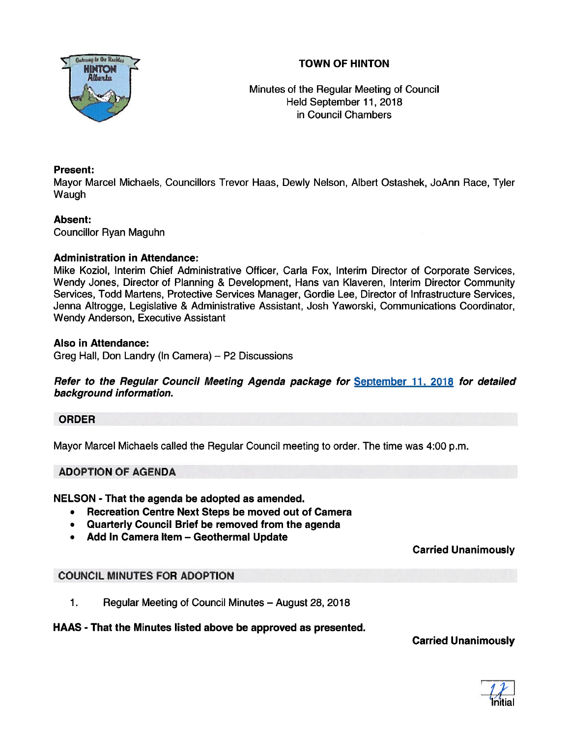# TOWN OF HINTON

Minutes of the Regular Meeting of Council
Held September 11, 2018
in Council Chambers

**Present:**
Mayor Marcel Michaels, Councillors Trevor Haas, Dewly Nelson, Albert Ostashek, JoAnn Race, Tyler Waugh

**Absent:**
Councillor Ryan Maguhn

**Administration in Attendance:**
Mike Koziol, Interim Chief Administrative Officer, Carla Fox, Interim Director of Corporate Services, Wendy Jones, Director of Planning & Development, Hans van Klaveren, Interim Director Community Services, Todd Martens, Protective Services Manager, Gordie Lee, Director of Infrastructure Services, Jenna Altrogge, Legislative & Administrative Assistant, Josh Yaworski, Communications Coordinator, Wendy Anderson, Executive Assistant

**Also in Attendance:**
Greg Hall, Don Landry (In Camera) – P2 Discussions

***Refer to the Regular Council Meeting Agenda package for September 11, 2018 for detailed background information.***

## ORDER

Mayor Marcel Michaels called the Regular Council meeting to order. The time was 4:00 p.m.

## ADOPTION OF AGENDA

**NELSON - That the agenda be adopted as amended.**

- **Recreation Centre Next Steps be moved out of Camera**
- **Quarterly Council Brief be removed from the agenda**
- **Add In Camera Item – Geothermal Update**

**Carried Unanimously**

## COUNCIL MINUTES FOR ADOPTION

1. Regular Meeting of Council Minutes – August 28, 2018

**HAAS - That the Minutes listed above be approved as presented.**

**Carried Unanimously**

Initial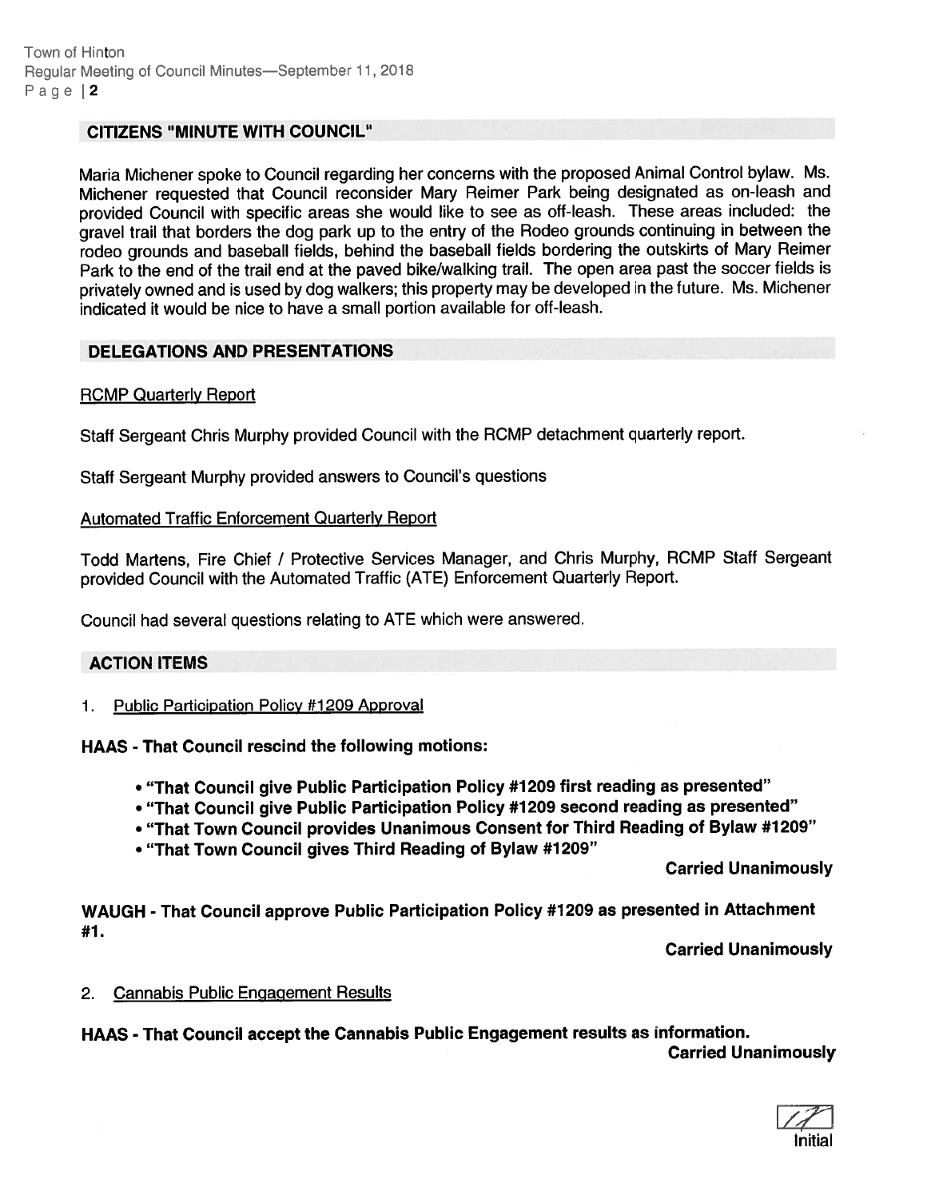## CITIZENS "MINUTE WITH COUNCIL"

Maria Michener spoke to Council regarding her concerns with the proposed Animal Control bylaw. Ms. Michener requested that Council reconsider Mary Reimer Park being designated as on-leash and provided Council with specific areas she would like to see as off-leash. These areas included: the gravel trail that borders the dog park up to the entry of the Rodeo grounds continuing in between the rodeo grounds and baseball fields, behind the baseball fields bordering the outskirts of Mary Reimer Park to the end of the trail end at the paved bike/walking trail. The open area past the soccer fields is privately owned and is used by dog walkers; this property may be developed in the future. Ms. Michener indicated it would be nice to have a small portion available for off-leash.

## DELEGATIONS AND PRESENTATIONS

RCMP Quarterly Report

Staff Sergeant Chris Murphy provided Council with the RCMP detachment quarterly report.

Staff Sergeant Murphy provided answers to Council's questions

Automated Traffic Enforcement Quarterly Report

Todd Martens, Fire Chief / Protective Services Manager, and Chris Murphy, RCMP Staff Sergeant provided Council with the Automated Traffic (ATE) Enforcement Quarterly Report.

Council had several questions relating to ATE which were answered.

## ACTION ITEMS

1. Public Participation Policy #1209 Approval

**HAAS - That Council rescind the following motions:**

- **"That Council give Public Participation Policy #1209 first reading as presented"**
- **"That Council give Public Participation Policy #1209 second reading as presented"**
- **"That Town Council provides Unanimous Consent for Third Reading of Bylaw #1209"**
- **"That Town Council gives Third Reading of Bylaw #1209"**

**Carried Unanimously**

**WAUGH - That Council approve Public Participation Policy #1209 as presented in Attachment #1.**

**Carried Unanimously**

2. Cannabis Public Engagement Results

**HAAS - That Council accept the Cannabis Public Engagement results as information.**

**Carried Unanimously**

Initial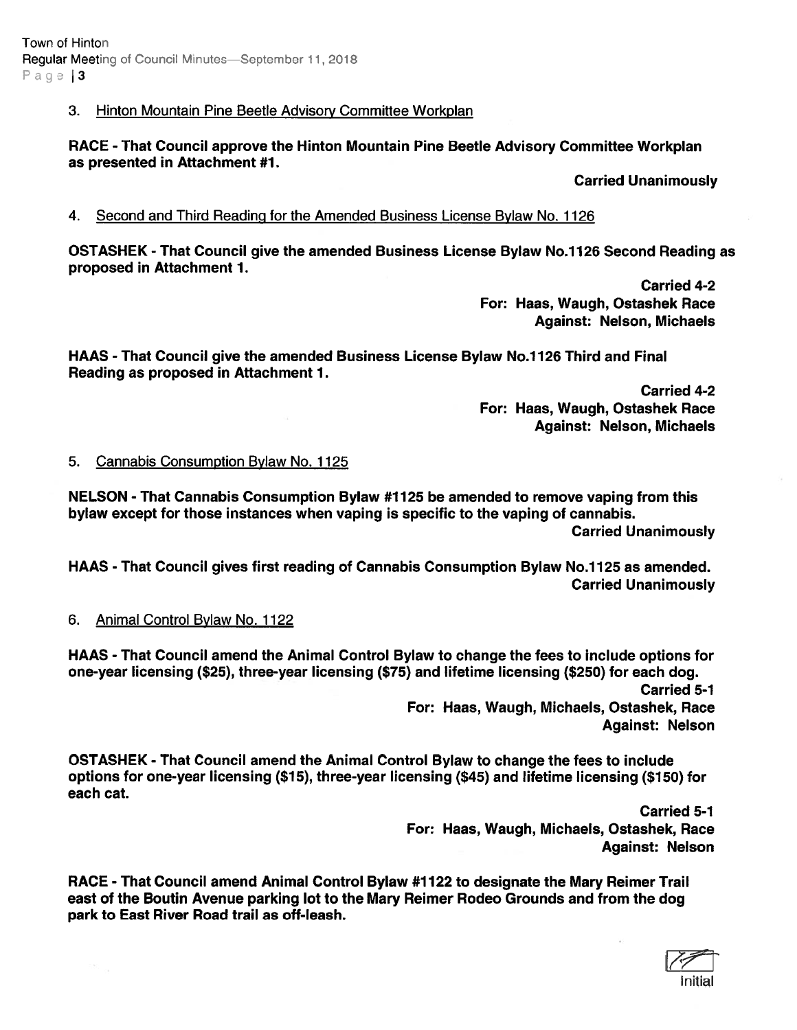3. Hinton Mountain Pine Beetle Advisory Committee Workplan

**RACE - That Council approve the Hinton Mountain Pine Beetle Advisory Committee Workplan as presented in Attachment #1.**

**Carried Unanimously**

4. Second and Third Reading for the Amended Business License Bylaw No. 1126

**OSTASHEK - That Council give the amended Business License Bylaw No.1126 Second Reading as proposed in Attachment 1.**

**Carried 4-2**
**For: Haas, Waugh, Ostashek Race**
**Against: Nelson, Michaels**

**HAAS - That Council give the amended Business License Bylaw No.1126 Third and Final Reading as proposed in Attachment 1.**

**Carried 4-2**
**For: Haas, Waugh, Ostashek Race**
**Against: Nelson, Michaels**

5. Cannabis Consumption Bylaw No. 1125

**NELSON - That Cannabis Consumption Bylaw #1125 be amended to remove vaping from this bylaw except for those instances when vaping is specific to the vaping of cannabis.**

**Carried Unanimously**

**HAAS - That Council gives first reading of Cannabis Consumption Bylaw No.1125 as amended.**

**Carried Unanimously**

6. Animal Control Bylaw No. 1122

**HAAS - That Council amend the Animal Control Bylaw to change the fees to include options for one-year licensing ($25), three-year licensing ($75) and lifetime licensing ($250) for each dog.**

**Carried 5-1**
**For: Haas, Waugh, Michaels, Ostashek, Race**
**Against: Nelson**

**OSTASHEK - That Council amend the Animal Control Bylaw to change the fees to include options for one-year licensing ($15), three-year licensing ($45) and lifetime licensing ($150) for each cat.**

**Carried 5-1**
**For: Haas, Waugh, Michaels, Ostashek, Race**
**Against: Nelson**

**RACE - That Council amend Animal Control Bylaw #1122 to designate the Mary Reimer Trail east of the Boutin Avenue parking lot to the Mary Reimer Rodeo Grounds and from the dog park to East River Road trail as off-leash.**

Initial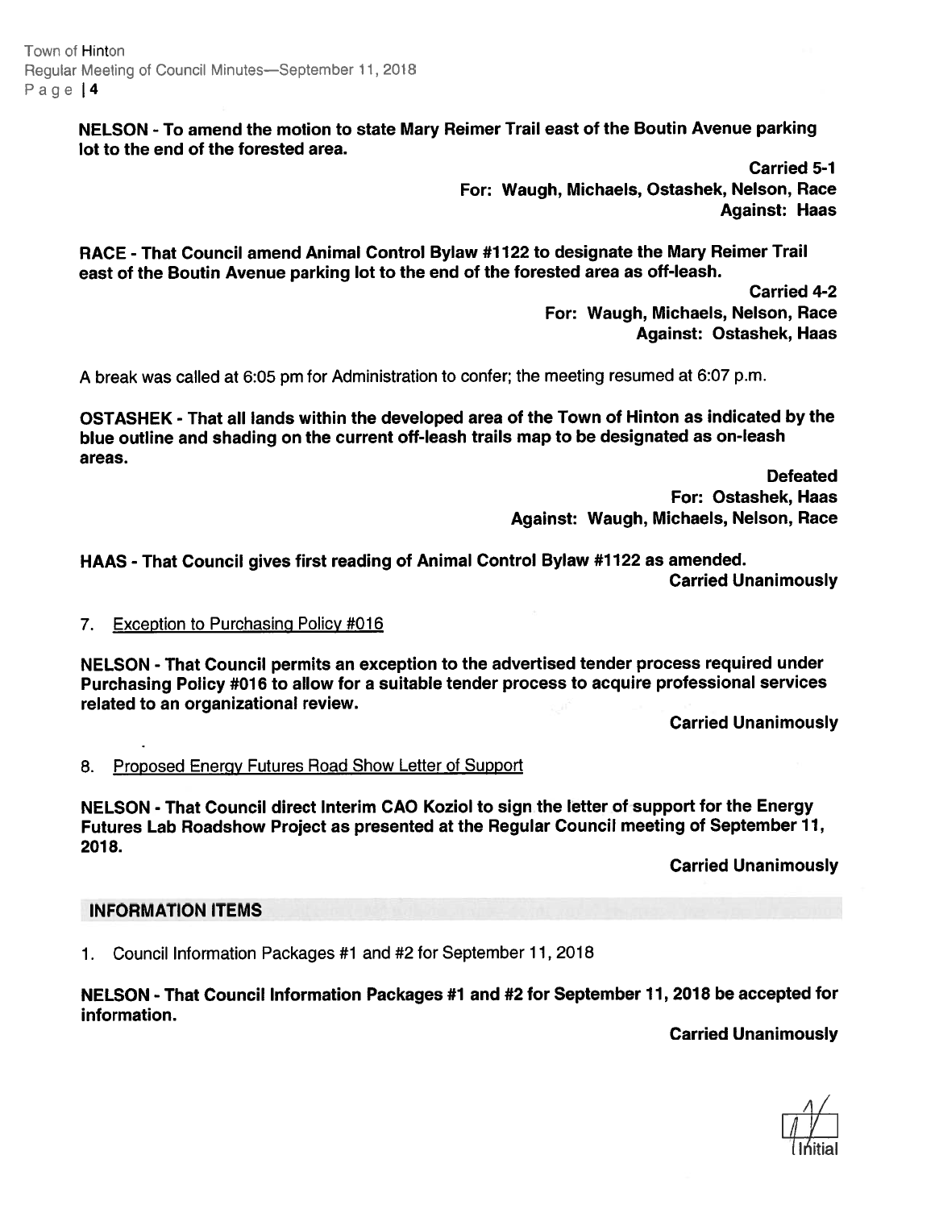**NELSON - To amend the motion to state Mary Reimer Trail east of the Boutin Avenue parking lot to the end of the forested area.**

**Carried 5-1**
**For: Waugh, Michaels, Ostashek, Nelson, Race**
**Against: Haas**

**RACE - That Council amend Animal Control Bylaw #1122 to designate the Mary Reimer Trail east of the Boutin Avenue parking lot to the end of the forested area as off-leash.**

**Carried 4-2**
**For: Waugh, Michaels, Nelson, Race**
**Against: Ostashek, Haas**

A break was called at 6:05 pm for Administration to confer; the meeting resumed at 6:07 p.m.

**OSTASHEK - That all lands within the developed area of the Town of Hinton as indicated by the blue outline and shading on the current off-leash trails map to be designated as on-leash areas.**

**Defeated**
**For: Ostashek, Haas**
**Against: Waugh, Michaels, Nelson, Race**

**HAAS - That Council gives first reading of Animal Control Bylaw #1122 as amended.**
**Carried Unanimously**

7. Exception to Purchasing Policy #016

**NELSON - That Council permits an exception to the advertised tender process required under Purchasing Policy #016 to allow for a suitable tender process to acquire professional services related to an organizational review.**

**Carried Unanimously**

8. Proposed Energy Futures Road Show Letter of Support

**NELSON - That Council direct Interim CAO Koziol to sign the letter of support for the Energy Futures Lab Roadshow Project as presented at the Regular Council meeting of September 11, 2018.**

**Carried Unanimously**

## INFORMATION ITEMS

1. Council Information Packages #1 and #2 for September 11, 2018

**NELSON - That Council Information Packages #1 and #2 for September 11, 2018 be accepted for information.**

**Carried Unanimously**

Initial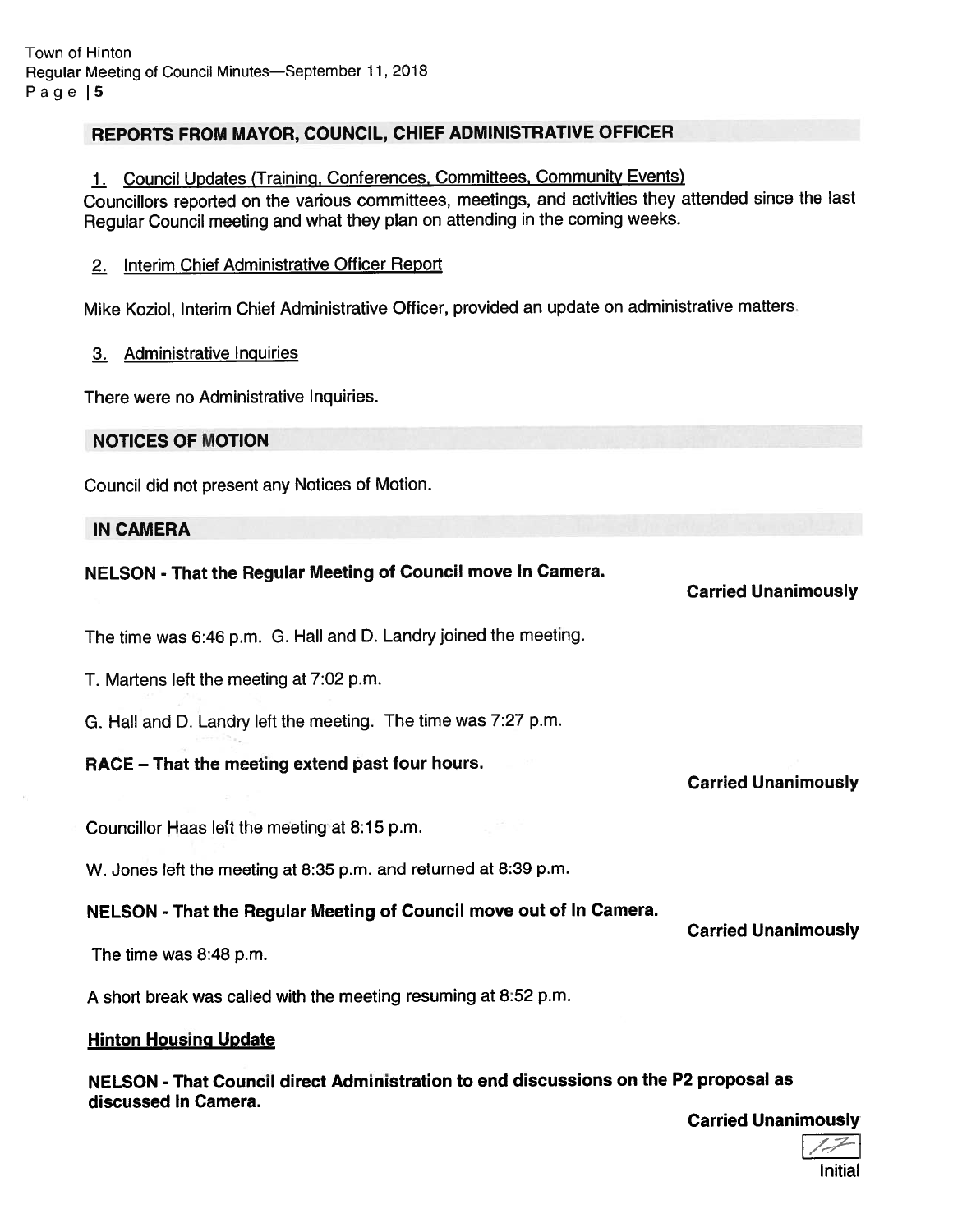## REPORTS FROM MAYOR, COUNCIL, CHIEF ADMINISTRATIVE OFFICER

1. Council Updates (Training, Conferences, Committees, Community Events)

Councillors reported on the various committees, meetings, and activities they attended since the last Regular Council meeting and what they plan on attending in the coming weeks.

2. Interim Chief Administrative Officer Report

Mike Koziol, Interim Chief Administrative Officer, provided an update on administrative matters.

3. Administrative Inquiries

There were no Administrative Inquiries.

## NOTICES OF MOTION

Council did not present any Notices of Motion.

## IN CAMERA

**NELSON - That the Regular Meeting of Council move In Camera.**

**Carried Unanimously**

The time was 6:46 p.m. G. Hall and D. Landry joined the meeting.

T. Martens left the meeting at 7:02 p.m.

G. Hall and D. Landry left the meeting. The time was 7:27 p.m.

**RACE – That the meeting extend past four hours.**

**Carried Unanimously**

Councillor Haas left the meeting at 8:15 p.m.

W. Jones left the meeting at 8:35 p.m. and returned at 8:39 p.m.

**NELSON - That the Regular Meeting of Council move out of In Camera.**

**Carried Unanimously**

The time was 8:48 p.m.

A short break was called with the meeting resuming at 8:52 p.m.

**Hinton Housing Update**

**NELSON - That Council direct Administration to end discussions on the P2 proposal as discussed In Camera.**

**Carried Unanimously**

Initial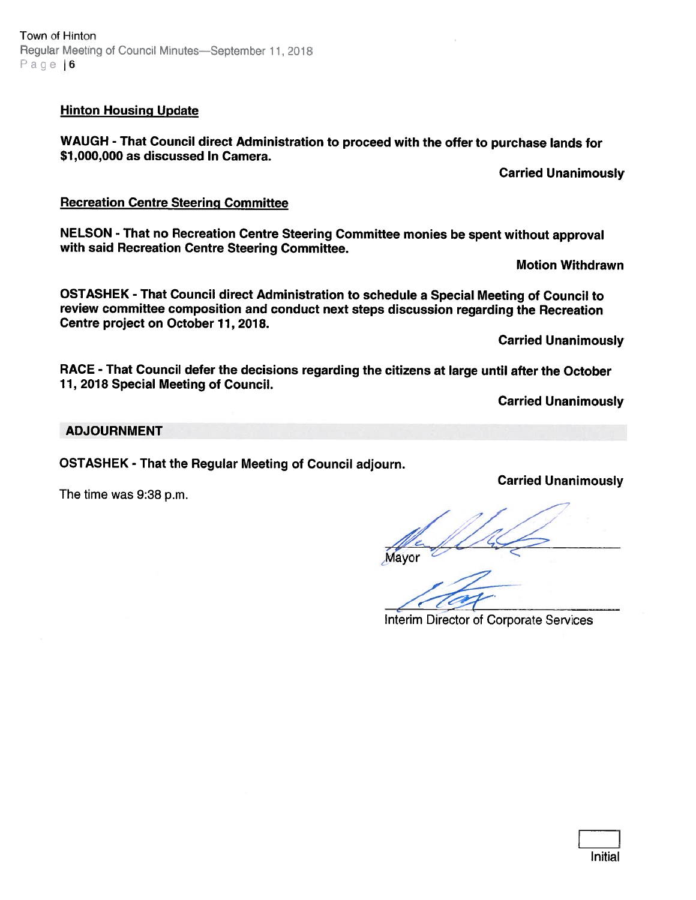**Hinton Housing Update**

**WAUGH - That Council direct Administration to proceed with the offer to purchase lands for $1,000,000 as discussed In Camera.**

**Carried Unanimously**

**Recreation Centre Steering Committee**

**NELSON - That no Recreation Centre Steering Committee monies be spent without approval with said Recreation Centre Steering Committee.**

**Motion Withdrawn**

**OSTASHEK - That Council direct Administration to schedule a Special Meeting of Council to review committee composition and conduct next steps discussion regarding the Recreation Centre project on October 11, 2018.**

**Carried Unanimously**

**RACE - That Council defer the decisions regarding the citizens at large until after the October 11, 2018 Special Meeting of Council.**

**Carried Unanimously**

## ADJOURNMENT

**OSTASHEK - That the Regular Meeting of Council adjourn.**

**Carried Unanimously**

The time was 9:38 p.m.

Mayor

Interim Director of Corporate Services

Initial